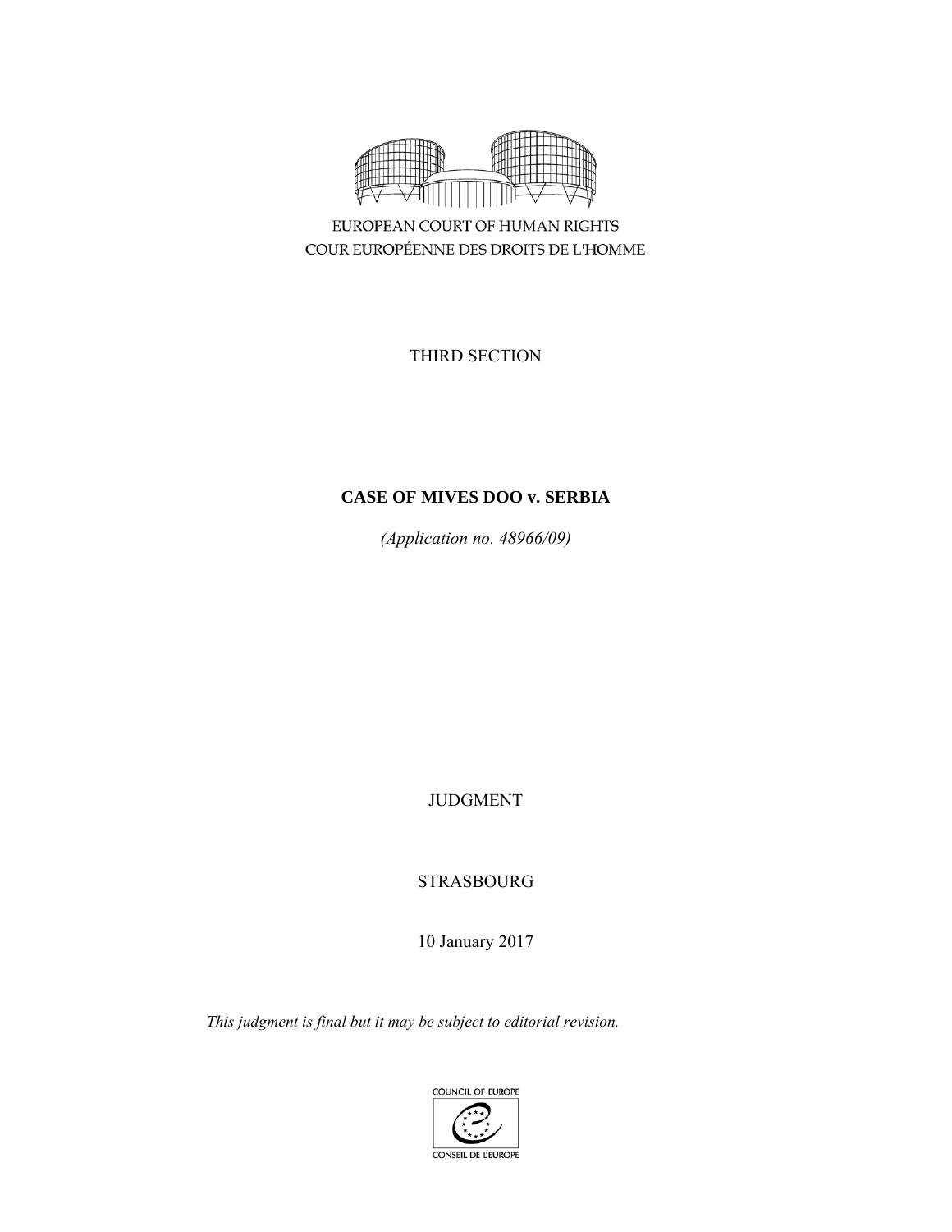EUROPEAN COURT OF HUMAN RIGHTS

COUR EUROPÉENNE DES DROITS DE L'HOMME

THIRD SECTION

**CASE OF MIVES DOO v. SERBIA**

*(Application no. 48966/09)*

JUDGMENT

STRASBOURG

10 January 2017

*This judgment is final but it may be subject to editorial revision.*

COUNCIL OF EUROPE

CONSEIL DE L'EUROPE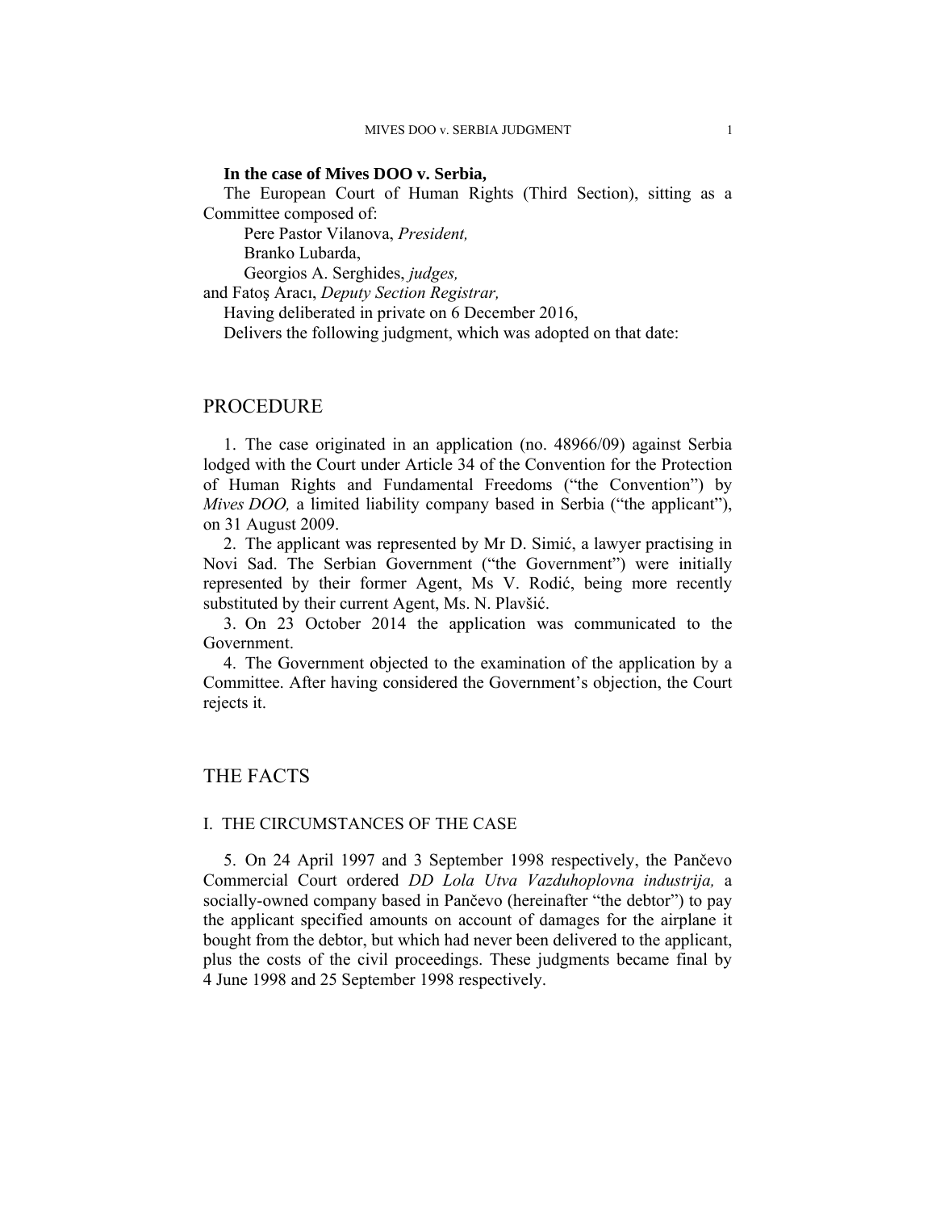**In the case of Mives DOO v. Serbia,**

The European Court of Human Rights (Third Section), sitting as a Committee composed of:

Pere Pastor Vilanova, *President,*
Branko Lubarda,
Georgios A. Serghides, *judges,*
and Fatoş Aracı, *Deputy Section Registrar,*

Having deliberated in private on 6 December 2016,

Delivers the following judgment, which was adopted on that date:

# PROCEDURE

1. The case originated in an application (no. 48966/09) against Serbia lodged with the Court under Article 34 of the Convention for the Protection of Human Rights and Fundamental Freedoms ("the Convention") by *Mives DOO,* a limited liability company based in Serbia ("the applicant"), on 31 August 2009.

2. The applicant was represented by Mr D. Simić, a lawyer practising in Novi Sad. The Serbian Government ("the Government") were initially represented by their former Agent, Ms V. Rodić, being more recently substituted by their current Agent, Ms. N. Plavšić.

3. On 23 October 2014 the application was communicated to the Government.

4. The Government objected to the examination of the application by a Committee. After having considered the Government's objection, the Court rejects it.

# THE FACTS

## I. THE CIRCUMSTANCES OF THE CASE

5. On 24 April 1997 and 3 September 1998 respectively, the Pančevo Commercial Court ordered *DD Lola Utva Vazduhoplovna industrija,* a socially-owned company based in Pančevo (hereinafter "the debtor") to pay the applicant specified amounts on account of damages for the airplane it bought from the debtor, but which had never been delivered to the applicant, plus the costs of the civil proceedings. These judgments became final by 4 June 1998 and 25 September 1998 respectively.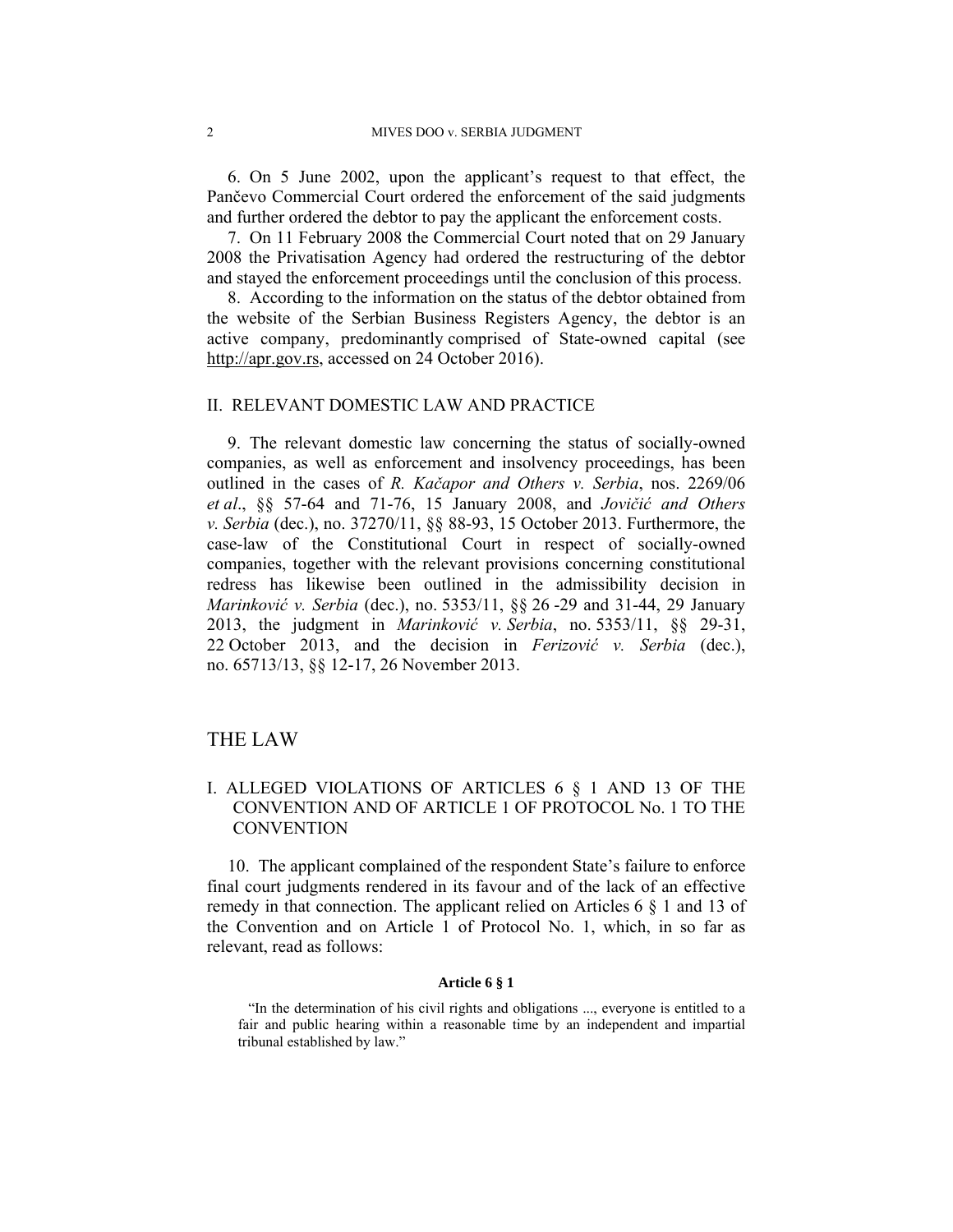6. On 5 June 2002, upon the applicant's request to that effect, the Pančevo Commercial Court ordered the enforcement of the said judgments and further ordered the debtor to pay the applicant the enforcement costs.

7. On 11 February 2008 the Commercial Court noted that on 29 January 2008 the Privatisation Agency had ordered the restructuring of the debtor and stayed the enforcement proceedings until the conclusion of this process.

8. According to the information on the status of the debtor obtained from the website of the Serbian Business Registers Agency, the debtor is an active company, predominantly comprised of State-owned capital (see http://apr.gov.rs, accessed on 24 October 2016).

## II. RELEVANT DOMESTIC LAW AND PRACTICE

9. The relevant domestic law concerning the status of socially-owned companies, as well as enforcement and insolvency proceedings, has been outlined in the cases of *R. Kačapor and Others v. Serbia*, nos. 2269/06 *et al*., §§ 57-64 and 71-76, 15 January 2008, and *Jovičić and Others v. Serbia* (dec.), no. 37270/11, §§ 88-93, 15 October 2013. Furthermore, the case-law of the Constitutional Court in respect of socially-owned companies, together with the relevant provisions concerning constitutional redress has likewise been outlined in the admissibility decision in *Marinković v. Serbia* (dec.), no. 5353/11, §§ 26 -29 and 31-44, 29 January 2013, the judgment in *Marinković v. Serbia*, no. 5353/11, §§ 29-31, 22 October 2013, and the decision in *Ferizović v. Serbia* (dec.), no. 65713/13, §§ 12-17, 26 November 2013.

# THE LAW

## I. ALLEGED VIOLATIONS OF ARTICLES 6 § 1 AND 13 OF THE CONVENTION AND OF ARTICLE 1 OF PROTOCOL No. 1 TO THE CONVENTION

10. The applicant complained of the respondent State's failure to enforce final court judgments rendered in its favour and of the lack of an effective remedy in that connection. The applicant relied on Articles 6 § 1 and 13 of the Convention and on Article 1 of Protocol No. 1, which, in so far as relevant, read as follows:

**Article 6 § 1**

"In the determination of his civil rights and obligations ..., everyone is entitled to a fair and public hearing within a reasonable time by an independent and impartial tribunal established by law."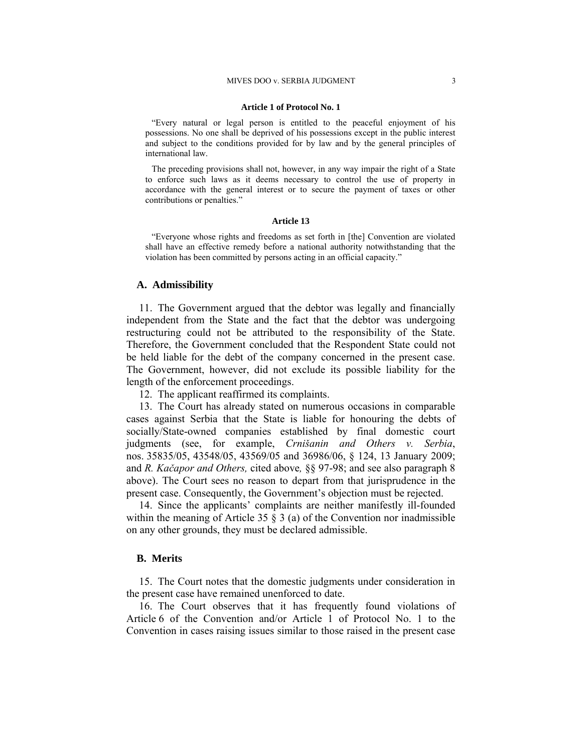**Article 1 of Protocol No. 1**

> “Every natural or legal person is entitled to the peaceful enjoyment of his possessions. No one shall be deprived of his possessions except in the public interest and subject to the conditions provided for by law and by the general principles of international law.
>
> The preceding provisions shall not, however, in any way impair the right of a State to enforce such laws as it deems necessary to control the use of property in accordance with the general interest or to secure the payment of taxes or other contributions or penalties.”

**Article 13**

> “Everyone whose rights and freedoms as set forth in [the] Convention are violated shall have an effective remedy before a national authority notwithstanding that the violation has been committed by persons acting in an official capacity.”

## A. Admissibility

11. The Government argued that the debtor was legally and financially independent from the State and the fact that the debtor was undergoing restructuring could not be attributed to the responsibility of the State. Therefore, the Government concluded that the Respondent State could not be held liable for the debt of the company concerned in the present case. The Government, however, did not exclude its possible liability for the length of the enforcement proceedings.

12. The applicant reaffirmed its complaints.

13. The Court has already stated on numerous occasions in comparable cases against Serbia that the State is liable for honouring the debts of socially/State-owned companies established by final domestic court judgments (see, for example, *Crnišanin and Others v. Serbia*, nos. 35835/05, 43548/05, 43569/05 and 36986/06, § 124, 13 January 2009; and *R. Kačapor and Others,* cited above*,* §§ 97-98; and see also paragraph 8 above). The Court sees no reason to depart from that jurisprudence in the present case. Consequently, the Government’s objection must be rejected.

14. Since the applicants’ complaints are neither manifestly ill-founded within the meaning of Article 35 § 3 (a) of the Convention nor inadmissible on any other grounds, they must be declared admissible.

## B. Merits

15. The Court notes that the domestic judgments under consideration in the present case have remained unenforced to date.

16. The Court observes that it has frequently found violations of Article 6 of the Convention and/or Article 1 of Protocol No. 1 to the Convention in cases raising issues similar to those raised in the present case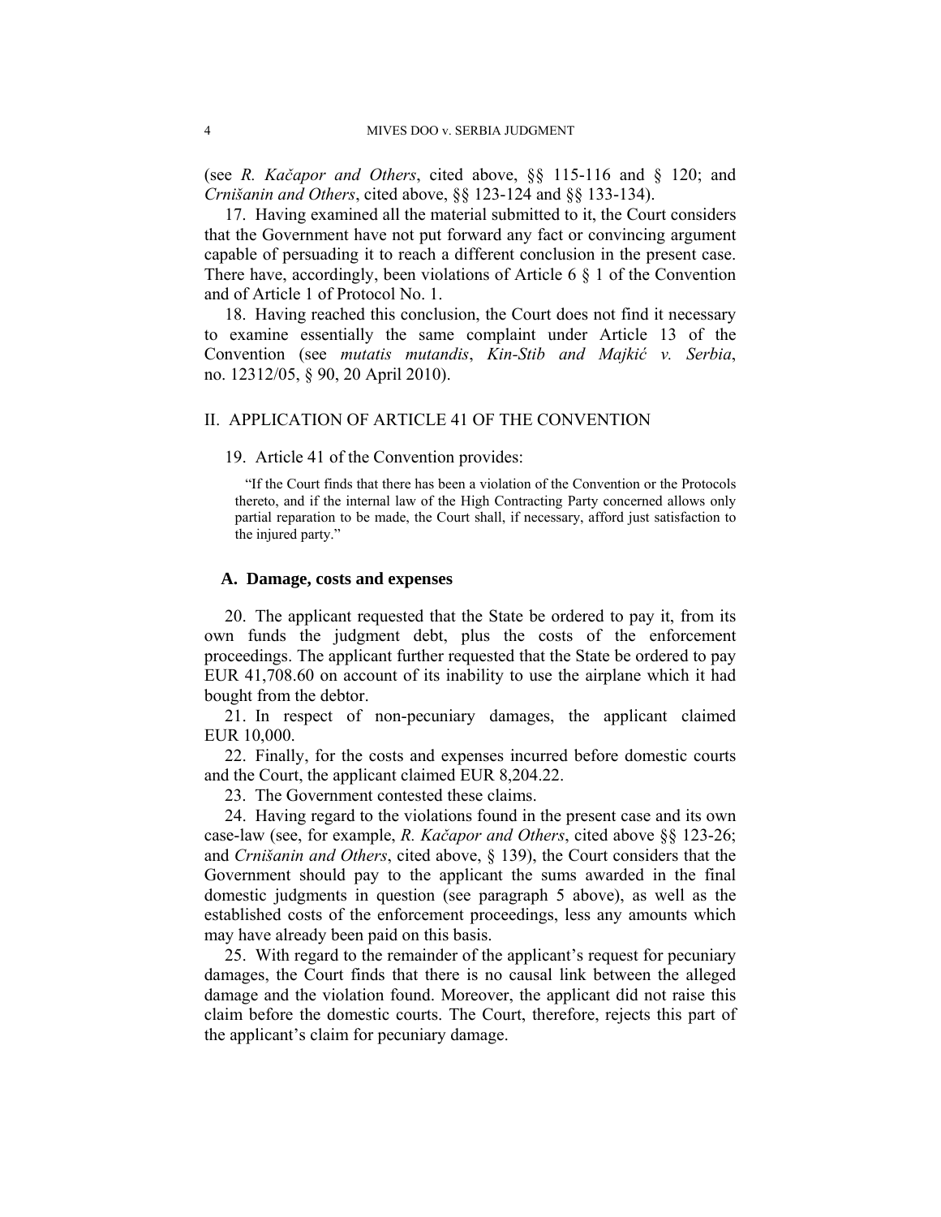(see *R. Kačapor and Others*, cited above, §§ 115-116 and § 120; and *Crnišanin and Others*, cited above, §§ 123-124 and §§ 133-134).

17. Having examined all the material submitted to it, the Court considers that the Government have not put forward any fact or convincing argument capable of persuading it to reach a different conclusion in the present case. There have, accordingly, been violations of Article 6 § 1 of the Convention and of Article 1 of Protocol No. 1.

18. Having reached this conclusion, the Court does not find it necessary to examine essentially the same complaint under Article 13 of the Convention (see *mutatis mutandis*, *Kin-Stib and Majkić v. Serbia*, no. 12312/05, § 90, 20 April 2010).

## II. APPLICATION OF ARTICLE 41 OF THE CONVENTION

19. Article 41 of the Convention provides:

> "If the Court finds that there has been a violation of the Convention or the Protocols thereto, and if the internal law of the High Contracting Party concerned allows only partial reparation to be made, the Court shall, if necessary, afford just satisfaction to the injured party."

### A. Damage, costs and expenses

20. The applicant requested that the State be ordered to pay it, from its own funds the judgment debt, plus the costs of the enforcement proceedings. The applicant further requested that the State be ordered to pay EUR 41,708.60 on account of its inability to use the airplane which it had bought from the debtor.

21. In respect of non-pecuniary damages, the applicant claimed EUR 10,000.

22. Finally, for the costs and expenses incurred before domestic courts and the Court, the applicant claimed EUR 8,204.22.

23. The Government contested these claims.

24. Having regard to the violations found in the present case and its own case-law (see, for example, *R. Kačapor and Others*, cited above §§ 123-26; and *Crnišanin and Others*, cited above, § 139), the Court considers that the Government should pay to the applicant the sums awarded in the final domestic judgments in question (see paragraph 5 above), as well as the established costs of the enforcement proceedings, less any amounts which may have already been paid on this basis.

25. With regard to the remainder of the applicant's request for pecuniary damages, the Court finds that there is no causal link between the alleged damage and the violation found. Moreover, the applicant did not raise this claim before the domestic courts. The Court, therefore, rejects this part of the applicant's claim for pecuniary damage.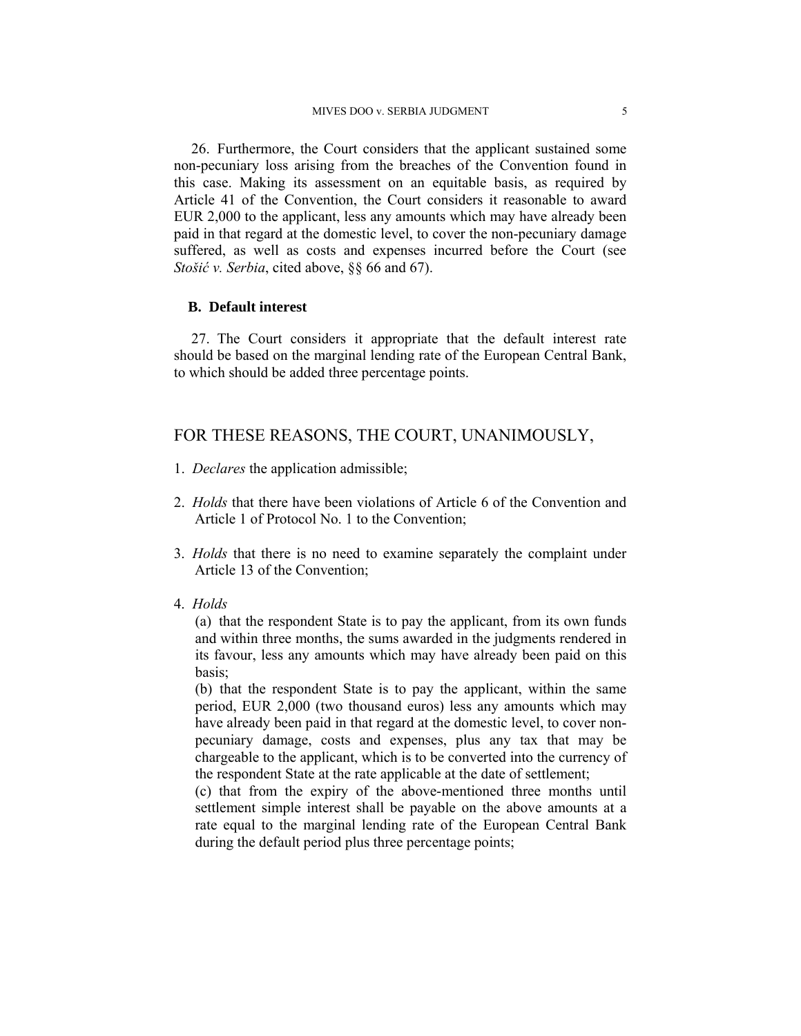26. Furthermore, the Court considers that the applicant sustained some non-pecuniary loss arising from the breaches of the Convention found in this case. Making its assessment on an equitable basis, as required by Article 41 of the Convention, the Court considers it reasonable to award EUR 2,000 to the applicant, less any amounts which may have already been paid in that regard at the domestic level, to cover the non-pecuniary damage suffered, as well as costs and expenses incurred before the Court (see *Stošić v. Serbia*, cited above, §§ 66 and 67).

### B. Default interest

27. The Court considers it appropriate that the default interest rate should be based on the marginal lending rate of the European Central Bank, to which should be added three percentage points.

## FOR THESE REASONS, THE COURT, UNANIMOUSLY,

1. *Declares* the application admissible;

2. *Holds* that there have been violations of Article 6 of the Convention and Article 1 of Protocol No. 1 to the Convention;

3. *Holds* that there is no need to examine separately the complaint under Article 13 of the Convention;

4. *Holds*

   (a) that the respondent State is to pay the applicant, from its own funds and within three months, the sums awarded in the judgments rendered in its favour, less any amounts which may have already been paid on this basis;

   (b) that the respondent State is to pay the applicant, within the same period, EUR 2,000 (two thousand euros) less any amounts which may have already been paid in that regard at the domestic level, to cover non-pecuniary damage, costs and expenses, plus any tax that may be chargeable to the applicant, which is to be converted into the currency of the respondent State at the rate applicable at the date of settlement;

   (c) that from the expiry of the above-mentioned three months until settlement simple interest shall be payable on the above amounts at a rate equal to the marginal lending rate of the European Central Bank during the default period plus three percentage points;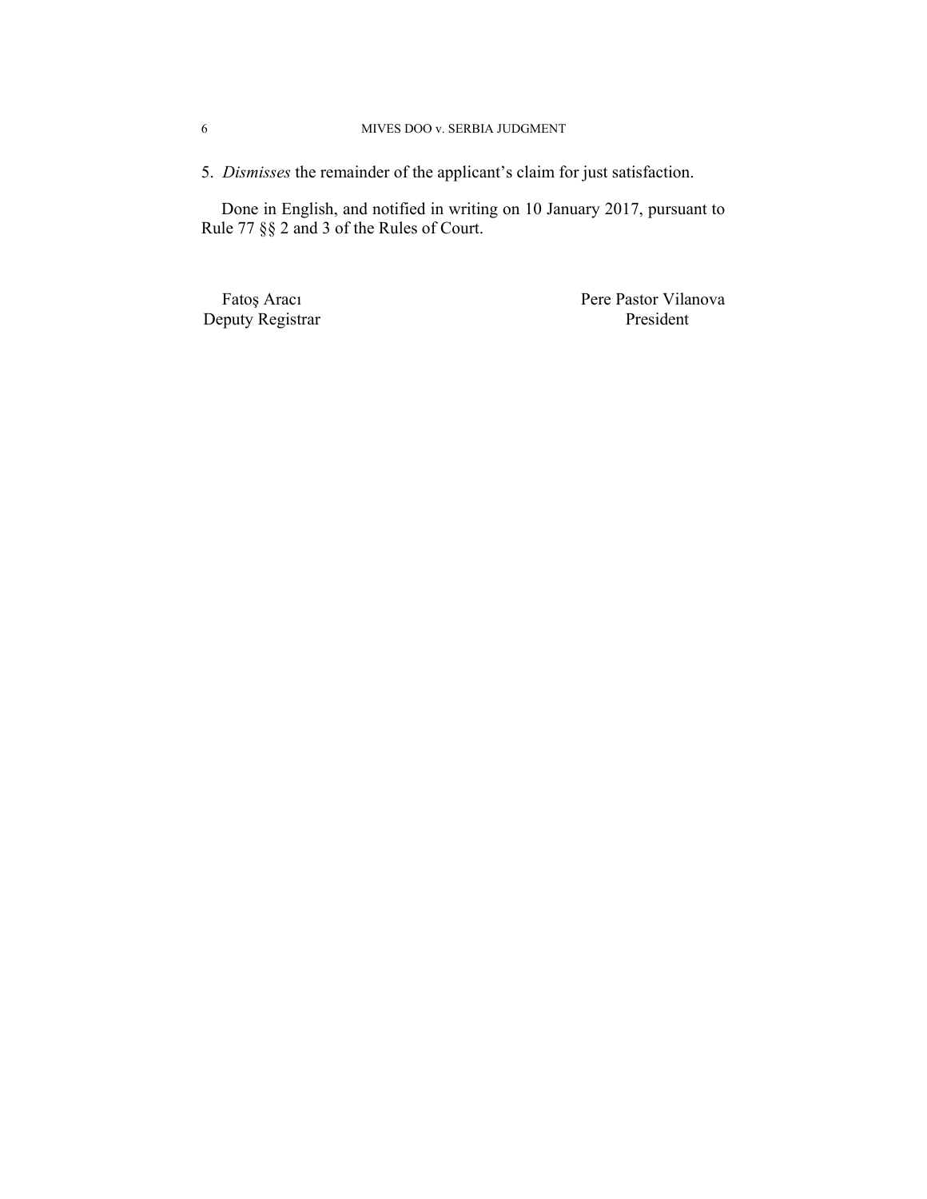5. *Dismisses* the remainder of the applicant's claim for just satisfaction.

Done in English, and notified in writing on 10 January 2017, pursuant to Rule 77 §§ 2 and 3 of the Rules of Court.

| | |
|---|---|
| Fatoş Aracı | Pere Pastor Vilanova |
| Deputy Registrar | President |